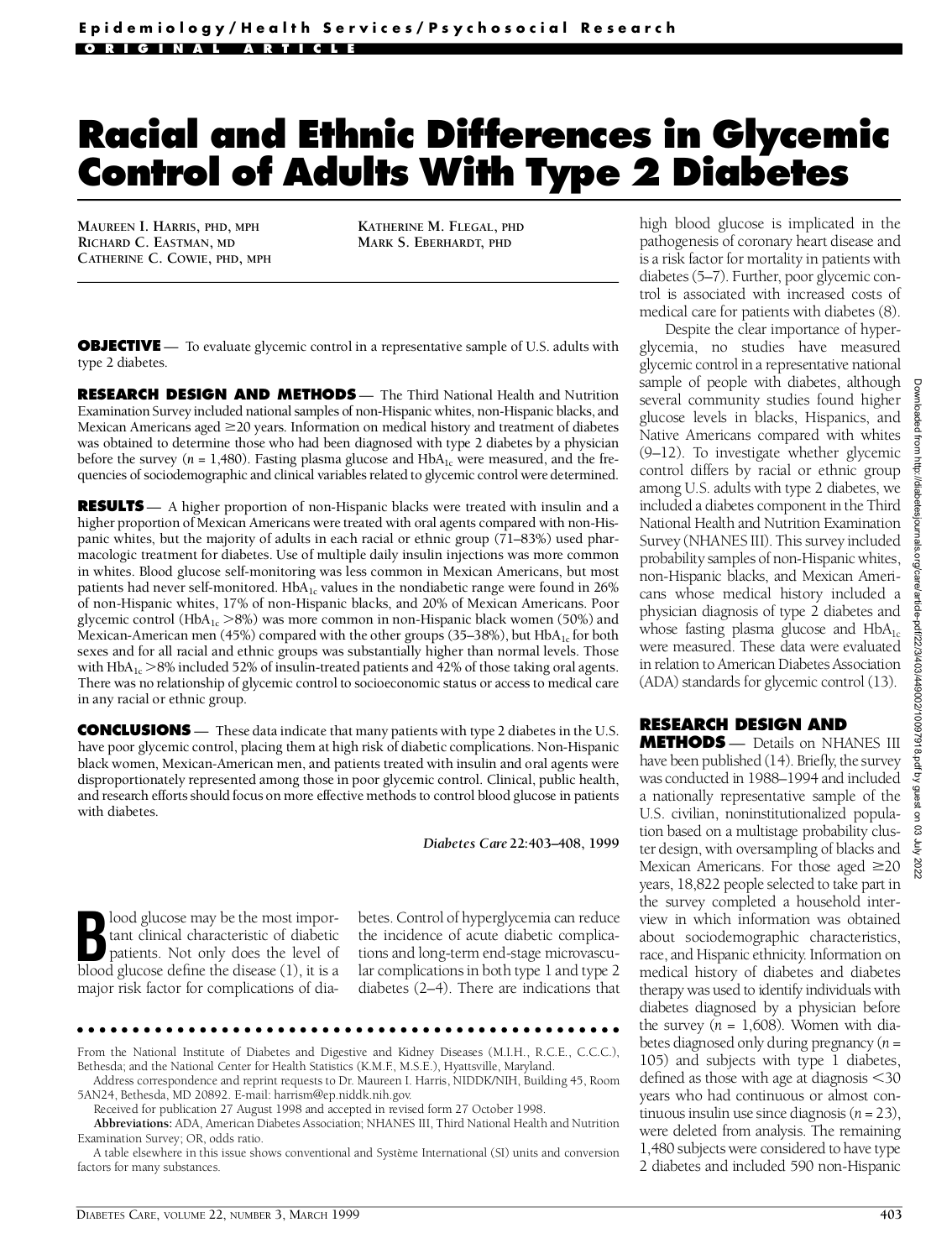Epidemiology/Health Services/Psychosocial Research

ORIGINAL ARTICLE

# Racial and Ethnic Differences in Glycemic Control of Adults With Type 2 Diabetes

MAUREEN I. HARRIS, PHD, MPH
RICHARD C. EASTMAN, MD
CATHERINE C. COWIE, PHD, MPH
KATHERINE M. FLEGAL, PHD
MARK S. EBERHARDT, PHD

**OBJECTIVE** — To evaluate glycemic control in a representative sample of U.S. adults with type 2 diabetes.

**RESEARCH DESIGN AND METHODS** — The Third National Health and Nutrition Examination Survey included national samples of non-Hispanic whites, non-Hispanic blacks, and Mexican Americans aged ≥20 years. Information on medical history and treatment of diabetes was obtained to determine those who had been diagnosed with type 2 diabetes by a physician before the survey (*n* = 1,480). Fasting plasma glucose and $HbA_{1c}$ were measured, and the frequencies of sociodemographic and clinical variables related to glycemic control were determined.

**RESULTS** — A higher proportion of non-Hispanic blacks were treated with insulin and a higher proportion of Mexican Americans were treated with oral agents compared with non-Hispanic whites, but the majority of adults in each racial or ethnic group (71–83%) used pharmacologic treatment for diabetes. Use of multiple daily insulin injections was more common in whites. Blood glucose self-monitoring was less common in Mexican Americans, but most patients had never self-monitored. $HbA_{1c}$ values in the nondiabetic range were found in 26% of non-Hispanic whites, 17% of non-Hispanic blacks, and 20% of Mexican Americans. Poor glycemic control ($HbA_{1c}$ >8%) was more common in non-Hispanic black women (50%) and Mexican-American men (45%) compared with the other groups (35–38%), but $HbA_{1c}$ for both sexes and for all racial and ethnic groups was substantially higher than normal levels. Those with $HbA_{1c}$ >8% included 52% of insulin-treated patients and 42% of those taking oral agents. There was no relationship of glycemic control to socioeconomic status or access to medical care in any racial or ethnic group.

**CONCLUSIONS** — These data indicate that many patients with type 2 diabetes in the U.S. have poor glycemic control, placing them at high risk of diabetic complications. Non-Hispanic black women, Mexican-American men, and patients treated with insulin and oral agents were disproportionately represented among those in poor glycemic control. Clinical, public health, and research efforts should focus on more effective methods to control blood glucose in patients with diabetes.

*Diabetes Care* **22**:403–408, 1999

Blood glucose may be the most important clinical characteristic of diabetic patients. Not only does the level of blood glucose define the disease (1), it is a major risk factor for complications of diabetes. Control of hyperglycemia can reduce the incidence of acute diabetic complications and long-term end-stage microvascular complications in both type 1 and type 2 diabetes (2–4). There are indications that high blood glucose is implicated in the pathogenesis of coronary heart disease and is a risk factor for mortality in patients with diabetes (5–7). Further, poor glycemic control is associated with increased costs of medical care for patients with diabetes (8).

Despite the clear importance of hyperglycemia, no studies have measured glycemic control in a representative national sample of people with diabetes, although several community studies found higher glucose levels in blacks, Hispanics, and Native Americans compared with whites (9–12). To investigate whether glycemic control differs by racial or ethnic group among U.S. adults with type 2 diabetes, we included a diabetes component in the Third National Health and Nutrition Examination Survey (NHANES III). This survey included probability samples of non-Hispanic whites, non-Hispanic blacks, and Mexican Americans whose medical history included a physician diagnosis of type 2 diabetes and whose fasting plasma glucose and $HbA_{1c}$ were measured. These data were evaluated in relation to American Diabetes Association (ADA) standards for glycemic control (13).

## RESEARCH DESIGN AND METHODS

Details on NHANES III have been published (14). Briefly, the survey was conducted in 1988–1994 and included a nationally representative sample of the U.S. civilian, noninstitutionalized population based on a multistage probability cluster design, with oversampling of blacks and Mexican Americans. For those aged ≥20 years, 18,822 people selected to take part in the survey completed a household interview in which information was obtained about sociodemographic characteristics, race, and Hispanic ethnicity. Information on medical history of diabetes and diabetes therapy was used to identify individuals with diabetes diagnosed by a physician before the survey (*n* = 1,608). Women with diabetes diagnosed only during pregnancy (*n* = 105) and subjects with type 1 diabetes, defined as those with age at diagnosis <30 years who had continuous or almost continuous insulin use since diagnosis (*n* = 23), were deleted from analysis. The remaining 1,480 subjects were considered to have type 2 diabetes and included 590 non-Hispanic

From the National Institute of Diabetes and Digestive and Kidney Diseases (M.I.H., R.C.E., C.C.C.), Bethesda; and the National Center for Health Statistics (K.M.F., M.S.E.), Hyattsville, Maryland.

Address correspondence and reprint requests to Dr. Maureen I. Harris, NIDDK/NIH, Building 45, Room 5AN24, Bethesda, MD 20892. E-mail: harrism@ep.niddk.nih.gov.

Received for publication 27 August 1998 and accepted in revised form 27 October 1998.

**Abbreviations:** ADA, American Diabetes Association; NHANES III, Third National Health and Nutrition Examination Survey; OR, odds ratio.

A table elsewhere in this issue shows conventional and Système International (SI) units and conversion factors for many substances.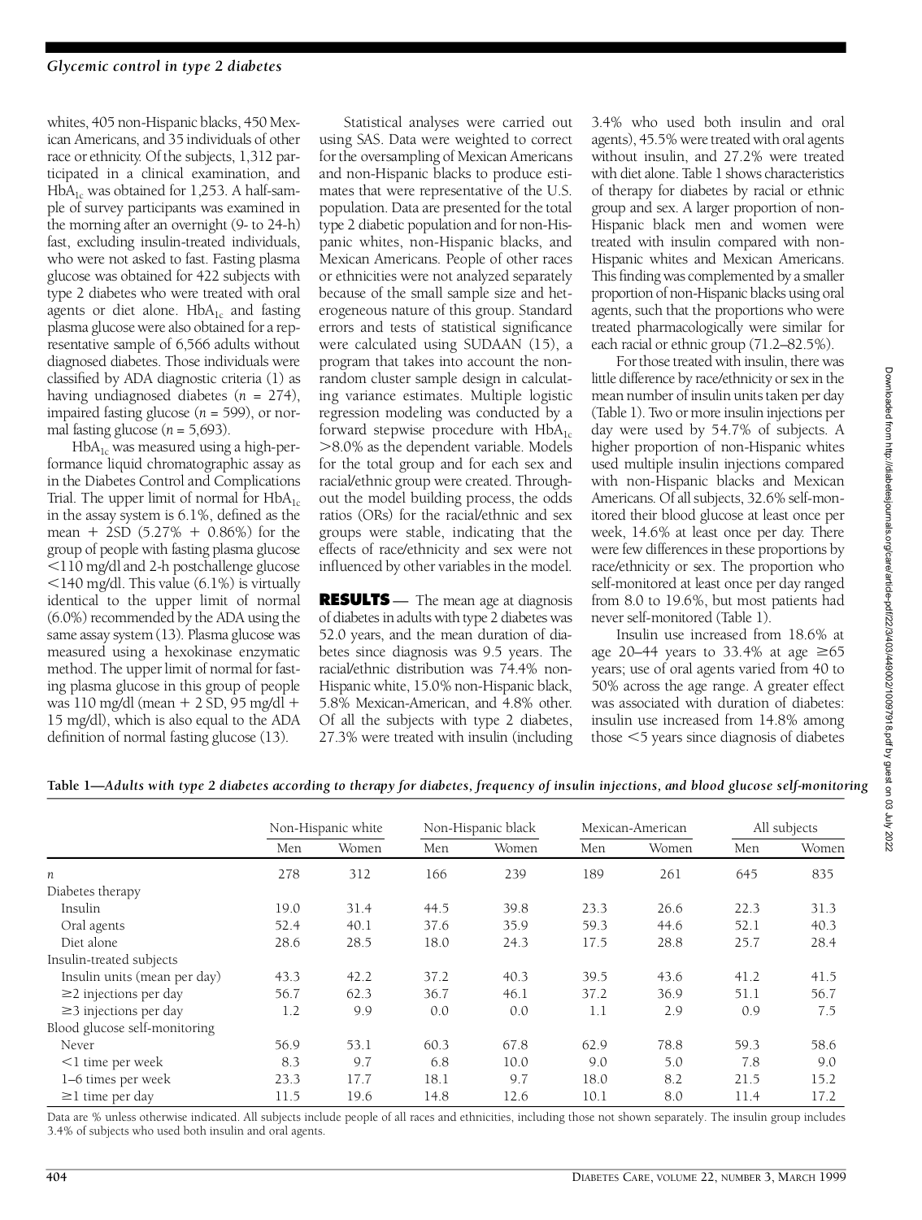whites, 405 non-Hispanic blacks, 450 Mexican Americans, and 35 individuals of other race or ethnicity. Of the subjects, 1,312 participated in a clinical examination, and $HbA_{1c}$ was obtained for 1,253. A half-sample of survey participants was examined in the morning after an overnight (9- to 24-h) fast, excluding insulin-treated individuals, who were not asked to fast. Fasting plasma glucose was obtained for 422 subjects with type 2 diabetes who were treated with oral agents or diet alone. $HbA_{1c}$ and fasting plasma glucose were also obtained for a representative sample of 6,566 adults without diagnosed diabetes. Those individuals were classified by ADA diagnostic criteria (1) as having undiagnosed diabetes ($n$ = 274), impaired fasting glucose ($n$ = 599), or normal fasting glucose ($n$ = 5,693).

$HbA_{1c}$ was measured using a high-performance liquid chromatographic assay as in the Diabetes Control and Complications Trial. The upper limit of normal for $HbA_{1c}$ in the assay system is 6.1%, defined as the mean + 2SD (5.27% + 0.86%) for the group of people with fasting plasma glucose <110 mg/dl and 2-h postchallenge glucose <140 mg/dl. This value (6.1%) is virtually identical to the upper limit of normal (6.0%) recommended by the ADA using the same assay system (13). Plasma glucose was measured using a hexokinase enzymatic method. The upper limit of normal for fasting plasma glucose in this group of people was 110 mg/dl (mean + 2 SD, 95 mg/dl + 15 mg/dl), which is also equal to the ADA definition of normal fasting glucose (13).

Statistical analyses were carried out using SAS. Data were weighted to correct for the oversampling of Mexican Americans and non-Hispanic blacks to produce estimates that were representative of the U.S. population. Data are presented for the total type 2 diabetic population and for non-Hispanic whites, non-Hispanic blacks, and Mexican Americans. People of other races or ethnicities were not analyzed separately because of the small sample size and heterogeneous nature of this group. Standard errors and tests of statistical significance were calculated using SUDAAN (15), a program that takes into account the nonrandom cluster sample design in calculating variance estimates. Multiple logistic regression modeling was conducted by a forward stepwise procedure with $HbA_{1c}$ >8.0% as the dependent variable. Models for the total group and for each sex and racial/ethnic group were created. Throughout the model building process, the odds ratios (ORs) for the racial/ethnic and sex groups were stable, indicating that the effects of race/ethnicity and sex were not influenced by other variables in the model.

**RESULTS** — The mean age at diagnosis of diabetes in adults with type 2 diabetes was 52.0 years, and the mean duration of diabetes since diagnosis was 9.5 years. The racial/ethnic distribution was 74.4% non-Hispanic white, 15.0% non-Hispanic black, 5.8% Mexican-American, and 4.8% other. Of all the subjects with type 2 diabetes, 27.3% were treated with insulin (including 3.4% who used both insulin and oral agents), 45.5% were treated with oral agents without insulin, and 27.2% were treated with diet alone. Table 1 shows characteristics of therapy for diabetes by racial or ethnic group and sex. A larger proportion of non-Hispanic black men and women were treated with insulin compared with non-Hispanic whites and Mexican Americans. This finding was complemented by a smaller proportion of non-Hispanic blacks using oral agents, such that the proportions who were treated pharmacologically were similar for each racial or ethnic group (71.2–82.5%).

For those treated with insulin, there was little difference by race/ethnicity or sex in the mean number of insulin units taken per day (Table 1). Two or more insulin injections per day were used by 54.7% of subjects. A higher proportion of non-Hispanic whites used multiple insulin injections compared with non-Hispanic blacks and Mexican Americans. Of all subjects, 32.6% self-monitored their blood glucose at least once per week, 14.6% at least once per day. There were few differences in these proportions by race/ethnicity or sex. The proportion who self-monitored at least once per day ranged from 8.0 to 19.6%, but most patients had never self-monitored (Table 1).

Insulin use increased from 18.6% at age 20–44 years to 33.4% at age ≥65 years; use of oral agents varied from 40 to 50% across the age range. A greater effect was associated with duration of diabetes: insulin use increased from 14.8% among those <5 years since diagnosis of diabetes

**Table 1—*Adults with type 2 diabetes according to therapy for diabetes, frequency of insulin injections, and blood glucose self-monitoring***

| | Non-Hispanic white | | Non-Hispanic black | | Mexican-American | | All subjects | |
|---|---|---|---|---|---|---|---|---|
| | Men | Women | Men | Women | Men | Women | Men | Women |
| $n$ | 278 | 312 | 166 | 239 | 189 | 261 | 645 | 835 |
| Diabetes therapy | | | | | | | | |
| Insulin | 19.0 | 31.4 | 44.5 | 39.8 | 23.3 | 26.6 | 22.3 | 31.3 |
| Oral agents | 52.4 | 40.1 | 37.6 | 35.9 | 59.3 | 44.6 | 52.1 | 40.3 |
| Diet alone | 28.6 | 28.5 | 18.0 | 24.3 | 17.5 | 28.8 | 25.7 | 28.4 |
| Insulin-treated subjects | | | | | | | | |
| Insulin units (mean per day) | 43.3 | 42.2 | 37.2 | 40.3 | 39.5 | 43.6 | 41.2 | 41.5 |
| ≥2 injections per day | 56.7 | 62.3 | 36.7 | 46.1 | 37.2 | 36.9 | 51.1 | 56.7 |
| ≥3 injections per day | 1.2 | 9.9 | 0.0 | 0.0 | 1.1 | 2.9 | 0.9 | 7.5 |
| Blood glucose self-monitoring | | | | | | | | |
| Never | 56.9 | 53.1 | 60.3 | 67.8 | 62.9 | 78.8 | 59.3 | 58.6 |
| <1 time per week | 8.3 | 9.7 | 6.8 | 10.0 | 9.0 | 5.0 | 7.8 | 9.0 |
| 1–6 times per week | 23.3 | 17.7 | 18.1 | 9.7 | 18.0 | 8.2 | 21.5 | 15.2 |
| ≥1 time per day | 11.5 | 19.6 | 14.8 | 12.6 | 10.1 | 8.0 | 11.4 | 17.2 |

Data are % unless otherwise indicated. All subjects include people of all races and ethnicities, including those not shown separately. The insulin group includes 3.4% of subjects who used both insulin and oral agents.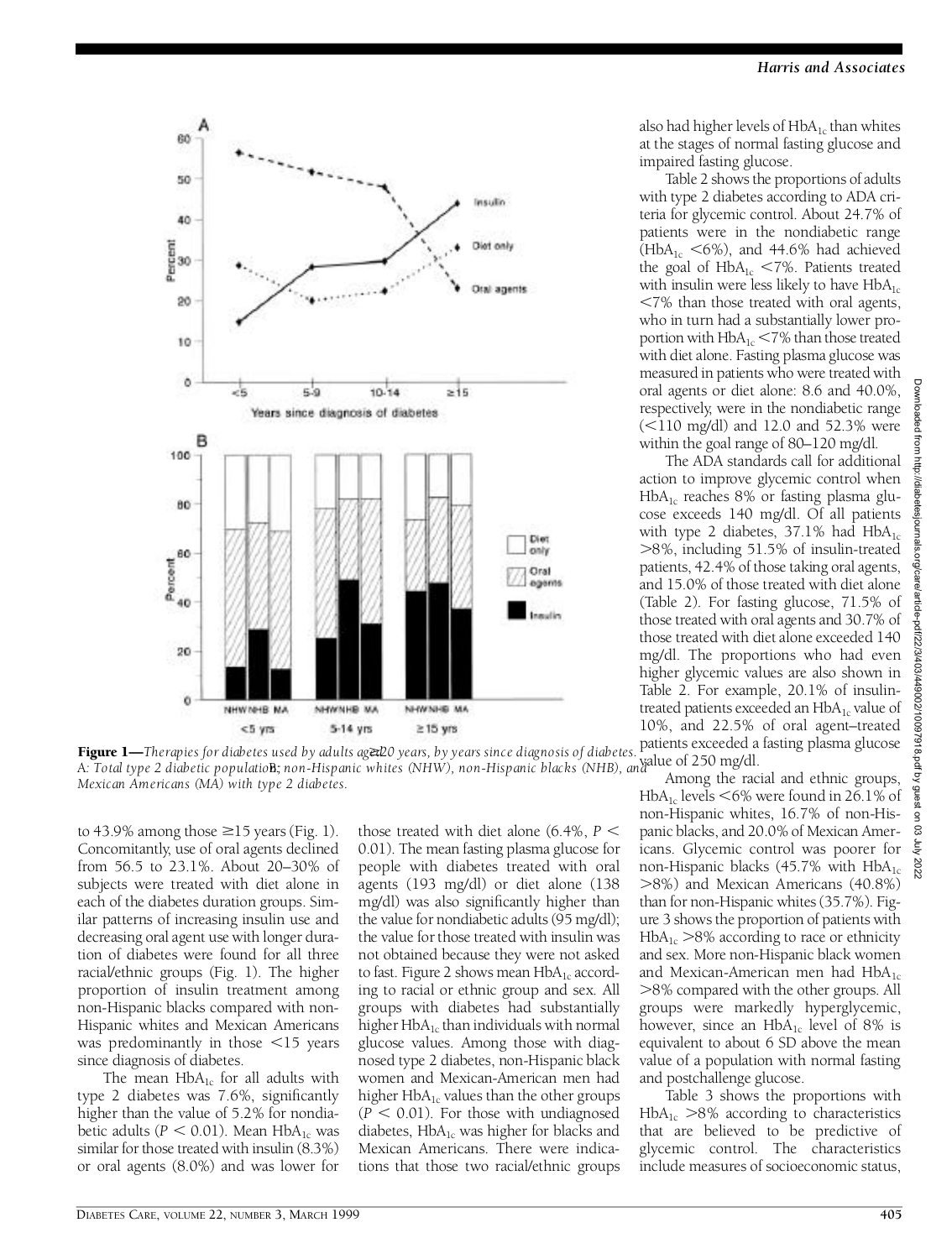**Figure 1**—*Therapies for diabetes used by adults aged ≥20 years, by years since diagnosis of diabetes. A: Total type 2 diabetic population; B: non-Hispanic whites (NHW), non-Hispanic blacks (NHB), and Mexican Americans (MA) with type 2 diabetes.*

to 43.9% among those ≥15 years (Fig. 1). Concomitantly, use of oral agents declined from 56.5 to 23.1%. About 20–30% of subjects were treated with diet alone in each of the diabetes duration groups. Similar patterns of increasing insulin use and decreasing oral agent use with longer duration of diabetes were found for all three racial/ethnic groups (Fig. 1). The higher proportion of insulin treatment among non-Hispanic blacks compared with non-Hispanic whites and Mexican Americans was predominantly in those <15 years since diagnosis of diabetes.

The mean $HbA_{1c}$ for all adults with type 2 diabetes was 7.6%, significantly higher than the value of 5.2% for nondiabetic adults ($P < 0.01$). Mean $HbA_{1c}$ was similar for those treated with insulin (8.3%) or oral agents (8.0%) and was lower for those treated with diet alone (6.4%, $P < 0.01$). The mean fasting plasma glucose for people with diabetes treated with oral agents (193 mg/dl) or diet alone (138 mg/dl) was also significantly higher than the value for nondiabetic adults (95 mg/dl); the value for those treated with insulin was not obtained because they were not asked to fast. Figure 2 shows mean $HbA_{1c}$ according to racial or ethnic group and sex. All groups with diabetes had substantially higher $HbA_{1c}$ than individuals with normal glucose values. Among those with diagnosed type 2 diabetes, non-Hispanic black women and Mexican-American men had higher $HbA_{1c}$ values than the other groups ($P < 0.01$). For those with undiagnosed diabetes, $HbA_{1c}$ was higher for blacks and Mexican Americans. There were indications that those two racial/ethnic groups also had higher levels of $HbA_{1c}$ than whites at the stages of normal fasting glucose and impaired fasting glucose.

Table 2 shows the proportions of adults with type 2 diabetes according to ADA criteria for glycemic control. About 24.7% of patients were in the nondiabetic range ($HbA_{1c}$ <6%), and 44.6% had achieved the goal of $HbA_{1c}$ <7%. Patients treated with insulin were less likely to have $HbA_{1c}$ <7% than those treated with oral agents, who in turn had a substantially lower proportion with $HbA_{1c}$ <7% than those treated with diet alone. Fasting plasma glucose was measured in patients who were treated with oral agents or diet alone: 8.6 and 40.0%, respectively, were in the nondiabetic range (<110 mg/dl) and 12.0 and 52.3% were within the goal range of 80–120 mg/dl.

The ADA standards call for additional action to improve glycemic control when $HbA_{1c}$ reaches 8% or fasting plasma glucose exceeds 140 mg/dl. Of all patients with type 2 diabetes, 37.1% had $HbA_{1c}$ >8%, including 51.5% of insulin-treated patients, 42.4% of those taking oral agents, and 15.0% of those treated with diet alone (Table 2). For fasting glucose, 71.5% of those treated with oral agents and 30.7% of those treated with diet alone exceeded 140 mg/dl. The proportions who had even higher glycemic values are also shown in Table 2. For example, 20.1% of insulin-treated patients exceeded an $HbA_{1c}$ value of 10%, and 22.5% of oral agent–treated patients exceeded a fasting plasma glucose value of 250 mg/dl.

Among the racial and ethnic groups, $HbA_{1c}$ levels <6% were found in 26.1% of non-Hispanic whites, 16.7% of non-Hispanic blacks, and 20.0% of Mexican Americans. Glycemic control was poorer for non-Hispanic blacks (45.7% with $HbA_{1c}$ >8%) and Mexican Americans (40.8%) than for non-Hispanic whites (35.7%). Figure 3 shows the proportion of patients with $HbA_{1c}$ >8% according to race or ethnicity and sex. More non-Hispanic black women and Mexican-American men had $HbA_{1c}$ >8% compared with the other groups. All groups were markedly hyperglycemic, however, since an $HbA_{1c}$ level of 8% is equivalent to about 6 SD above the mean value of a population with normal fasting and postchallenge glucose.

Table 3 shows the proportions with $HbA_{1c}$ >8% according to characteristics that are believed to be predictive of glycemic control. The characteristics include measures of socioeconomic status,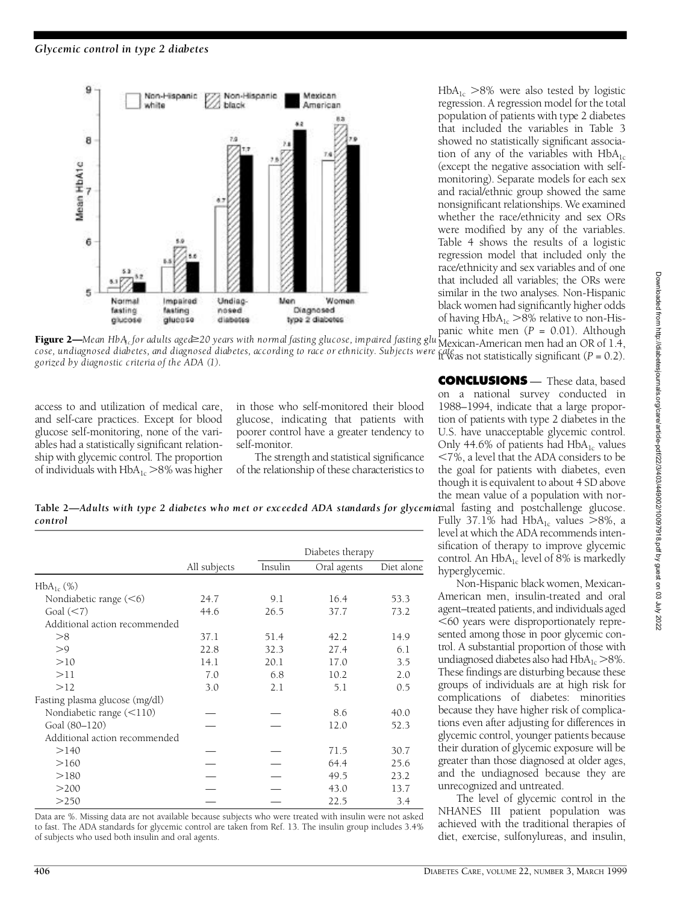Figure 2—*Mean $HbA_{1c}$ for adults aged ≥20 years with normal fasting glucose, impaired fasting glucose, undiagnosed diabetes, and diagnosed diabetes, according to race or ethnicity. Subjects were categorized by diagnostic criteria of the ADA (1).*

access to and utilization of medical care, and self-care practices. Except for blood glucose self-monitoring, none of the variables had a statistically significant relationship with glycemic control. The proportion of individuals with $HbA_{1c}$ >8% was higher in those who self-monitored their blood glucose, indicating that patients with poorer control have a greater tendency to self-monitor.

The strength and statistical significance of the relationship of these characteristics to $HbA_{1c}$ >8% were also tested by logistic regression. A regression model for the total population of patients with type 2 diabetes that included the variables in Table 3 showed no statistically significant association of any of the variables with $HbA_{1c}$ (except the negative association with self-monitoring). Separate models for each sex and racial/ethnic group showed the same nonsignificant relationships. We examined whether the race/ethnicity and sex ORs were modified by any of the variables. Table 4 shows the results of a logistic regression model that included only the race/ethnicity and sex variables and of one that included all variables; the ORs were similar in the two analyses. Non-Hispanic black women had significantly higher odds of having $HbA_{1c}$ >8% relative to non-Hispanic white men ($P = 0.01$). Although Mexican-American men had an OR of 1.4, it was not statistically significant ($P = 0.2$).

**Table 2**—*Adults with type 2 diabetes who met or exceeded ADA standards for glycemic control*

| | All subjects | Diabetes therapy | | |
|---|---|---|---|---|
| | | Insulin | Oral agents | Diet alone |
| $HbA_{1c}$ (%) | | | | |
| Nondiabetic range (<6) | 24.7 | 9.1 | 16.4 | 53.3 |
| Goal (<7) | 44.6 | 26.5 | 37.7 | 73.2 |
| Additional action recommended | | | | |
| >8 | 37.1 | 51.4 | 42.2 | 14.9 |
| >9 | 22.8 | 32.3 | 27.4 | 6.1 |
| >10 | 14.1 | 20.1 | 17.0 | 3.5 |
| >11 | 7.0 | 6.8 | 10.2 | 2.0 |
| >12 | 3.0 | 2.1 | 5.1 | 0.5 |
| Fasting plasma glucose (mg/dl) | | | | |
| Nondiabetic range (<110) | — | — | 8.6 | 40.0 |
| Goal (80–120) | — | — | 12.0 | 52.3 |
| Additional action recommended | | | | |
| >140 | — | — | 71.5 | 30.7 |
| >160 | — | — | 64.4 | 25.6 |
| >180 | — | — | 49.5 | 23.2 |
| >200 | — | — | 43.0 | 13.7 |
| >250 | — | — | 22.5 | 3.4 |

Data are %. Missing data are not available because subjects who were treated with insulin were not asked to fast. The ADA standards for glycemic control are taken from Ref. 13. The insulin group includes 3.4% of subjects who used both insulin and oral agents.

## CONCLUSIONS

These data, based on a national survey conducted in 1988–1994, indicate that a large proportion of patients with type 2 diabetes in the U.S. have unacceptable glycemic control. Only 44.6% of patients had $HbA_{1c}$ values <7%, a level that the ADA considers to be the goal for patients with diabetes, even though it is equivalent to about 4 SD above the mean value of a population with normal fasting and postchallenge glucose. Fully 37.1% had $HbA_{1c}$ values >8%, a level at which the ADA recommends intensification of therapy to improve glycemic control. An $HbA_{1c}$ level of 8% is markedly hyperglycemic.

Non-Hispanic black women, Mexican-American men, insulin-treated and oral agent–treated patients, and individuals aged <60 years were disproportionately represented among those in poor glycemic control. A substantial proportion of those with undiagnosed diabetes also had $HbA_{1c}$ >8%. These findings are disturbing because these groups of individuals are at high risk for complications of diabetes: minorities because they have higher risk of complications even after adjusting for differences in glycemic control, younger patients because their duration of glycemic exposure will be greater than those diagnosed at older ages, and the undiagnosed because they are unrecognized and untreated.

The level of glycemic control in the NHANES III patient population was achieved with the traditional therapies of diet, exercise, sulfonylureas, and insulin,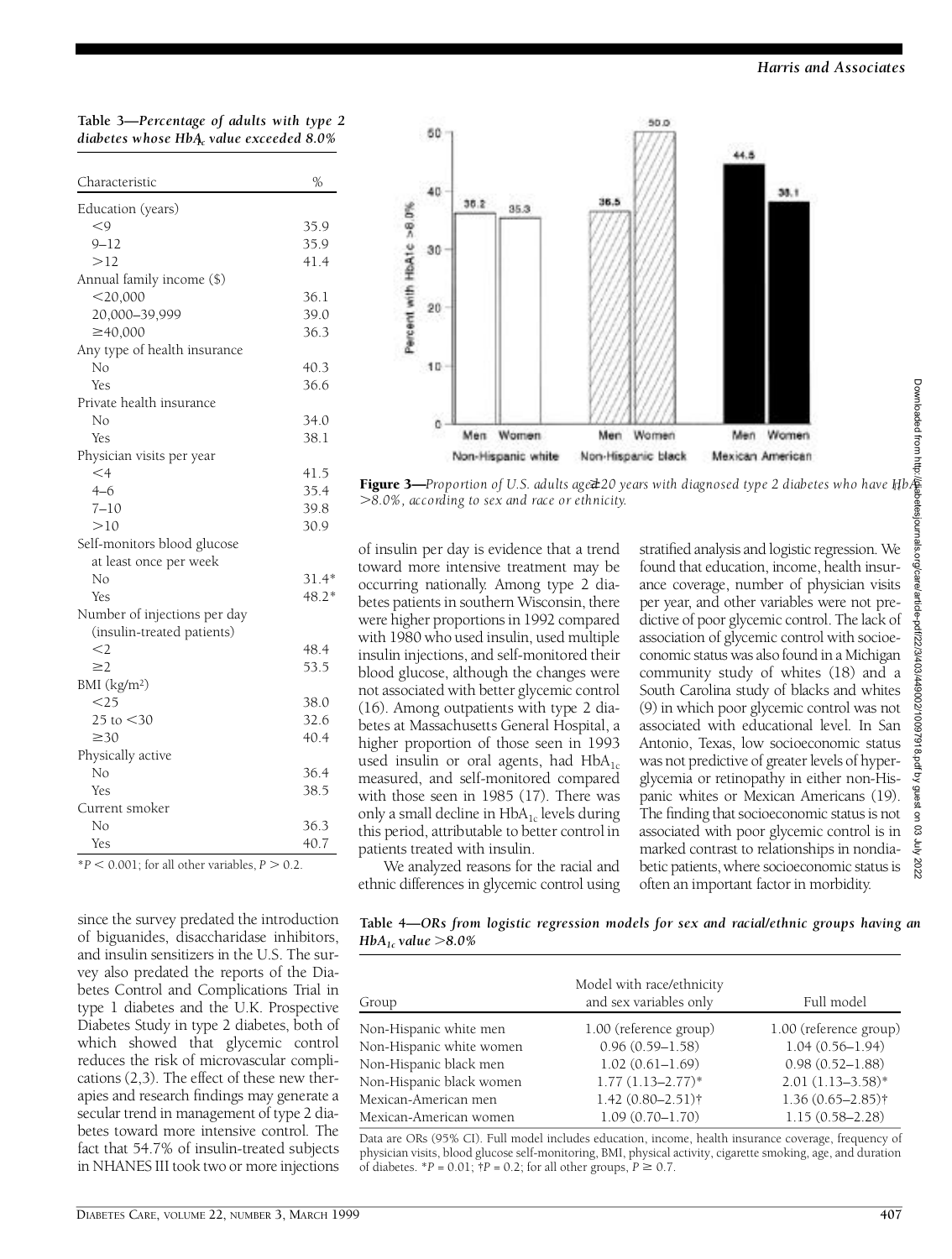**Table 3—Percentage of adults with type 2 diabetes whose $HbA_{1c}$ value exceeded 8.0%**

| Characteristic | % |
|---|---|
| Education (years) | |
| <9 | 35.9 |
| 9–12 | 35.9 |
| >12 | 41.4 |
| Annual family income ($) | |
| <20,000 | 36.1 |
| 20,000–39,999 | 39.0 |
| ≥40,000 | 36.3 |
| Any type of health insurance | |
| No | 40.3 |
| Yes | 36.6 |
| Private health insurance | |
| No | 34.0 |
| Yes | 38.1 |
| Physician visits per year | |
| <4 | 41.5 |
| 4–6 | 35.4 |
| 7–10 | 39.8 |
| >10 | 30.9 |
| Self-monitors blood glucose at least once per week | |
| No | 31.4* |
| Yes | 48.2* |
| Number of injections per day (insulin-treated patients) | |
| <2 | 48.4 |
| ≥2 | 53.5 |
| BMI (kg/m²) | |
| <25 | 38.0 |
| 25 to <30 | 32.6 |
| ≥30 | 40.4 |
| Physically active | |
| No | 36.4 |
| Yes | 38.5 |
| Current smoker | |
| No | 36.3 |
| Yes | 40.7 |

*$P < 0.001$; for all other variables, $P > 0.2$.

| Percent with HbA1c >8.0% | Men | Women |
|---|---|---|
| Non-Hispanic white | 36.2 | 35.3 |
| Non-Hispanic black | 36.5 | 50.0 |
| Mexican American | 44.5 | 38.1 |

**Figure 3**—*Proportion of U.S. adults aged ≥20 years with diagnosed type 2 diabetes who have $HbA_{1c}$ >8.0%, according to sex and race or ethnicity.*

since the survey predated the introduction of biguanides, disaccharidase inhibitors, and insulin sensitizers in the U.S. The survey also predated the reports of the Diabetes Control and Complications Trial in type 1 diabetes and the U.K. Prospective Diabetes Study in type 2 diabetes, both of which showed that glycemic control reduces the risk of microvascular complications (2,3). The effect of these new therapies and research findings may generate a secular trend in management of type 2 diabetes toward more intensive control. The fact that 54.7% of insulin-treated subjects in NHANES III took two or more injections of insulin per day is evidence that a trend toward more intensive treatment may be occurring nationally. Among type 2 diabetes patients in southern Wisconsin, there were higher proportions in 1992 compared with 1980 who used insulin, used multiple insulin injections, and self-monitored their blood glucose, although the changes were not associated with better glycemic control (16). Among outpatients with type 2 diabetes at Massachusetts General Hospital, a higher proportion of those seen in 1993 used insulin or oral agents, had $HbA_{1c}$ measured, and self-monitored compared with those seen in 1985 (17). There was only a small decline in $HbA_{1c}$ levels during this period, attributable to better control in patients treated with insulin.

We analyzed reasons for the racial and ethnic differences in glycemic control using stratified analysis and logistic regression. We found that education, income, health insurance coverage, number of physician visits per year, and other variables were not predictive of poor glycemic control. The lack of association of glycemic control with socioeconomic status was also found in a Michigan community study of whites (18) and a South Carolina study of blacks and whites (9) in which poor glycemic control was not associated with educational level. In San Antonio, Texas, low socioeconomic status was not predictive of greater levels of hyperglycemia or retinopathy in either non-Hispanic whites or Mexican Americans (19). The finding that socioeconomic status is not associated with poor glycemic control is in marked contrast to relationships in nondiabetic patients, where socioeconomic status is often an important factor in morbidity.

**Table 4—ORs from logistic regression models for sex and racial/ethnic groups having an $HbA_{1c}$ value >8.0%**

| Group | Model with race/ethnicity and sex variables only | Full model |
|---|---|---|
| Non-Hispanic white men | 1.00 (reference group) | 1.00 (reference group) |
| Non-Hispanic white women | 0.96 (0.59–1.58) | 1.04 (0.56–1.94) |
| Non-Hispanic black men | 1.02 (0.61–1.69) | 0.98 (0.52–1.88) |
| Non-Hispanic black women | 1.77 (1.13–2.77)* | 2.01 (1.13–3.58)* |
| Mexican-American men | 1.42 (0.80–2.51)† | 1.36 (0.65–2.85)† |
| Mexican-American women | 1.09 (0.70–1.70) | 1.15 (0.58–2.28) |

Data are ORs (95% CI). Full model includes education, income, health insurance coverage, frequency of physician visits, blood glucose self-monitoring, BMI, physical activity, cigarette smoking, age, and duration of diabetes. *$P = 0.01$; †$P = 0.2$; for all other groups, $P \geq 0.7$.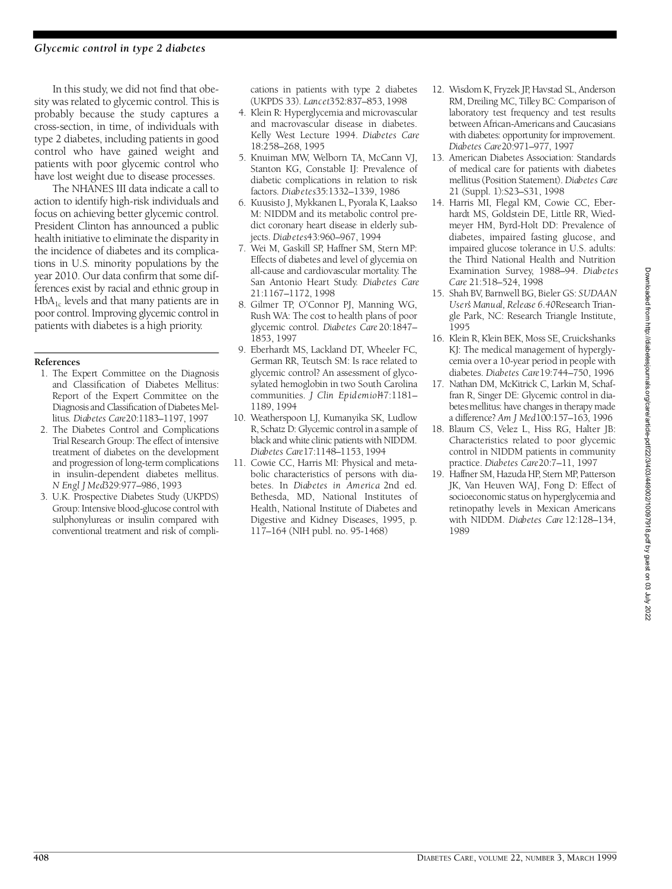In this study, we did not find that obesity was related to glycemic control. This is probably because the study captures a cross-section, in time, of individuals with type 2 diabetes, including patients in good control who have gained weight and patients with poor glycemic control who have lost weight due to disease processes.

The NHANES III data indicate a call to action to identify high-risk individuals and focus on achieving better glycemic control. President Clinton has announced a public health initiative to eliminate the disparity in the incidence of diabetes and its complications in U.S. minority populations by the year 2010. Our data confirm that some differences exist by racial and ethnic group in $HbA_{1c}$ levels and that many patients are in poor control. Improving glycemic control in patients with diabetes is a high priority.

## References

1. The Expert Committee on the Diagnosis and Classification of Diabetes Mellitus: Report of the Expert Committee on the Diagnosis and Classification of Diabetes Mellitus. *Diabetes Care* 20:1183–1197, 1997
2. The Diabetes Control and Complications Trial Research Group: The effect of intensive treatment of diabetes on the development and progression of long-term complications in insulin-dependent diabetes mellitus. *N Engl J Med* 329:977–986, 1993
3. U.K. Prospective Diabetes Study (UKPDS) Group: Intensive blood-glucose control with sulphonylureas or insulin compared with conventional treatment and risk of complications in patients with type 2 diabetes (UKPDS 33). *Lancet* 352:837–853, 1998
4. Klein R: Hyperglycemia and microvascular and macrovascular disease in diabetes. Kelly West Lecture 1994. *Diabetes Care* 18:258–268, 1995
5. Knuiman MW, Welborn TA, McCann VJ, Stanton KG, Constable IJ: Prevalence of diabetic complications in relation to risk factors. *Diabetes* 35:1332–1339, 1986
6. Kuusisto J, Mykkanen L, Pyorala K, Laakso M: NIDDM and its metabolic control predict coronary heart disease in elderly subjects. *Diabetes* 43:960–967, 1994
7. Wei M, Gaskill SP, Haffner SM, Stern MP: Effects of diabetes and level of glycemia on all-cause and cardiovascular mortality. The San Antonio Heart Study. *Diabetes Care* 21:1167–1172, 1998
8. Gilmer TP, O'Connor PJ, Manning WG, Rush WA: The cost to health plans of poor glycemic control. *Diabetes Care* 20:1847–1853, 1997
9. Eberhardt MS, Lackland DT, Wheeler FC, German RR, Teutsch SM: Is race related to glycemic control? An assessment of glycosylated hemoglobin in two South Carolina communities. *J Clin Epidemiol* 47:1181–1189, 1994
10. Weatherspoon LJ, Kumanyika SK, Ludlow R, Schatz D: Glycemic control in a sample of black and white clinic patients with NIDDM. *Diabetes Care* 17:1148–1153, 1994
11. Cowie CC, Harris MI: Physical and metabolic characteristics of persons with diabetes. In *Diabetes in America* 2nd ed. Bethesda, MD, National Institutes of Health, National Institute of Diabetes and Digestive and Kidney Diseases, 1995, p. 117–164 (NIH publ. no. 95-1468)
12. Wisdom K, Fryzek JP, Havstad SL, Anderson RM, Dreiling MC, Tilley BC: Comparison of laboratory test frequency and test results between African-Americans and Caucasians with diabetes: opportunity for improvement. *Diabetes Care* 20:971–977, 1997
13. American Diabetes Association: Standards of medical care for patients with diabetes mellitus (Position Statement). *Diabetes Care* 21 (Suppl. 1):S23–S31, 1998
14. Harris MI, Flegal KM, Cowie CC, Eberhardt MS, Goldstein DE, Little RR, Wiedmeyer HM, Byrd-Holt DD: Prevalence of diabetes, impaired fasting glucose, and impaired glucose tolerance in U.S. adults: the Third National Health and Nutrition Examination Survey, 1988–94. *Diabetes Care* 21:518–524, 1998
15. Shah BV, Barnwell BG, Bieler GS: *SUDAAN User's Manual, Release 6.40* Research Triangle Park, NC: Research Triangle Institute, 1995
16. Klein R, Klein BEK, Moss SE, Cruickshanks KJ: The medical management of hyperglycemia over a 10-year period in people with diabetes. *Diabetes Care* 19:744–750, 1996
17. Nathan DM, McKitrick C, Larkin M, Schaffran R, Singer DE: Glycemic control in diabetes mellitus: have changes in therapy made a difference? *Am J Med* 100:157–163, 1996
18. Blaum CS, Velez L, Hiss RG, Halter JB: Characteristics related to poor glycemic control in NIDDM patients in community practice. *Diabetes Care* 20:7–11, 1997
19. Haffner SM, Hazuda HP, Stern MP, Patterson JK, Van Heuven WAJ, Fong D: Effect of socioeconomic status on hyperglycemia and retinopathy levels in Mexican Americans with NIDDM. *Diabetes Care* 12:128–134, 1989